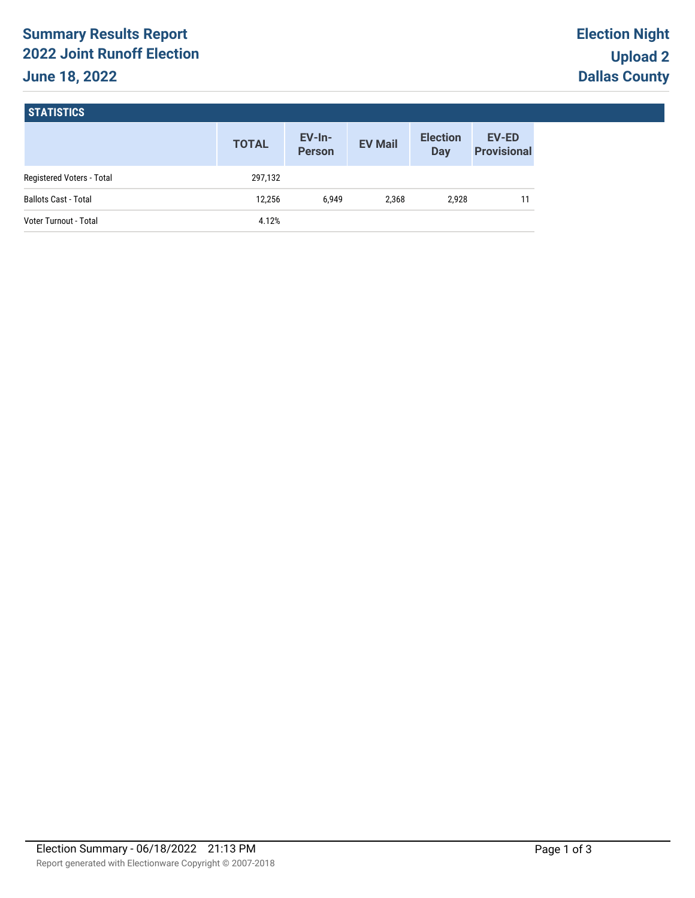# Summary Results Report
# 2022 Joint Runoff Election
# June 18, 2022

**Election Night**
**Upload 2**
**Dallas County**

## STATISTICS

| | TOTAL | EV-In-Person | EV Mail | Election Day | EV-ED Provisional |
|---|---|---|---|---|---|
| Registered Voters - Total | 297,132 | | | | |
| Ballots Cast - Total | 12,256 | 6,949 | 2,368 | 2,928 | 11 |
| Voter Turnout - Total | 4.12% | | | | |

Election Summary - 06/18/2022 21:13 PM

Report generated with Electionware Copyright © 2007-2018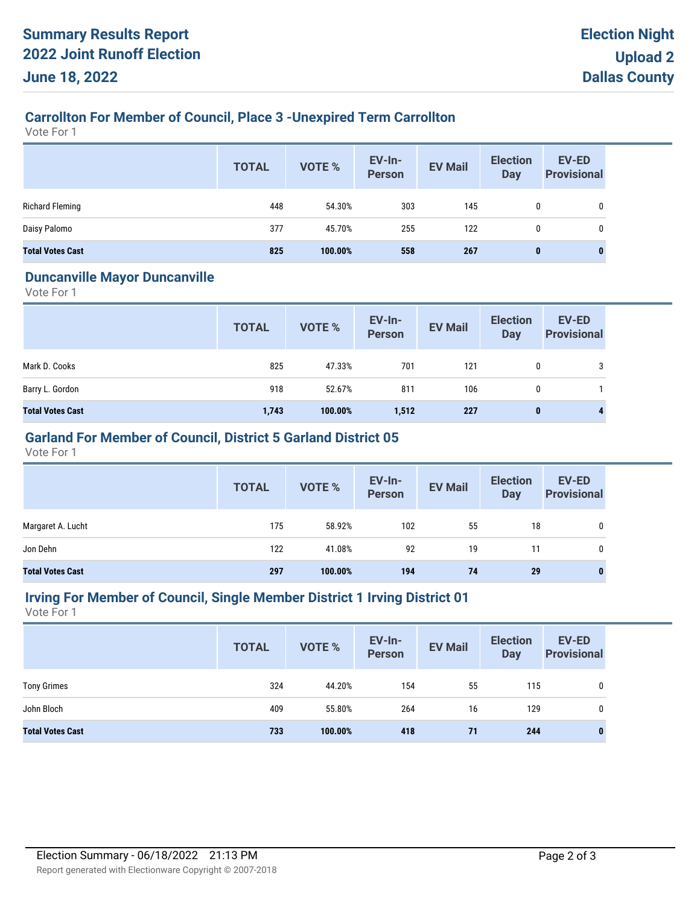# Summary Results Report
# 2022 Joint Runoff Election
# June 18, 2022

**Election Night**
**Upload 2**
**Dallas County**

## Carrollton For Member of Council, Place 3 -Unexpired Term Carrollton

Vote For 1

| | TOTAL | VOTE % | EV-In-Person | EV Mail | Election Day | EV-ED Provisional |
|---|---|---|---|---|---|---|
| Richard Fleming | 448 | 54.30% | 303 | 145 | 0 | 0 |
| Daisy Palomo | 377 | 45.70% | 255 | 122 | 0 | 0 |
| **Total Votes Cast** | **825** | **100.00%** | **558** | **267** | **0** | **0** |

## Duncanville Mayor Duncanville

Vote For 1

| | TOTAL | VOTE % | EV-In-Person | EV Mail | Election Day | EV-ED Provisional |
|---|---|---|---|---|---|---|
| Mark D. Cooks | 825 | 47.33% | 701 | 121 | 0 | 3 |
| Barry L. Gordon | 918 | 52.67% | 811 | 106 | 0 | 1 |
| **Total Votes Cast** | **1,743** | **100.00%** | **1,512** | **227** | **0** | **4** |

## Garland For Member of Council, District 5 Garland District 05

Vote For 1

| | TOTAL | VOTE % | EV-In-Person | EV Mail | Election Day | EV-ED Provisional |
|---|---|---|---|---|---|---|
| Margaret A. Lucht | 175 | 58.92% | 102 | 55 | 18 | 0 |
| Jon Dehn | 122 | 41.08% | 92 | 19 | 11 | 0 |
| **Total Votes Cast** | **297** | **100.00%** | **194** | **74** | **29** | **0** |

## Irving For Member of Council, Single Member District 1 Irving District 01

Vote For 1

| | TOTAL | VOTE % | EV-In-Person | EV Mail | Election Day | EV-ED Provisional |
|---|---|---|---|---|---|---|
| Tony Grimes | 324 | 44.20% | 154 | 55 | 115 | 0 |
| John Bloch | 409 | 55.80% | 264 | 16 | 129 | 0 |
| **Total Votes Cast** | **733** | **100.00%** | **418** | **71** | **244** | **0** |

Election Summary - 06/18/2022 21:13 PM

Report generated with Electionware Copyright © 2007-2018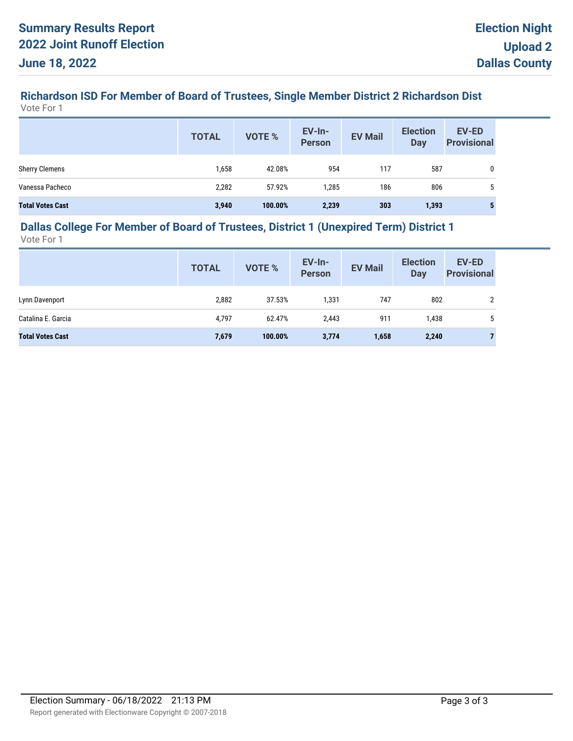# Summary Results Report
## 2022 Joint Runoff Election
## June 18, 2022

**Election Night**
**Upload 2**
**Dallas County**

### Richardson ISD For Member of Board of Trustees, Single Member District 2 Richardson Dist

Vote For 1

| | TOTAL | VOTE % | EV-In-Person | EV Mail | Election Day | EV-ED Provisional |
|---|---|---|---|---|---|---|
| Sherry Clemens | 1,658 | 42.08% | 954 | 117 | 587 | 0 |
| Vanessa Pacheco | 2,282 | 57.92% | 1,285 | 186 | 806 | 5 |
| **Total Votes Cast** | **3,940** | **100.00%** | **2,239** | **303** | **1,393** | **5** |

### Dallas College For Member of Board of Trustees, District 1 (Unexpired Term) District 1

Vote For 1

| | TOTAL | VOTE % | EV-In-Person | EV Mail | Election Day | EV-ED Provisional |
|---|---|---|---|---|---|---|
| Lynn Davenport | 2,882 | 37.53% | 1,331 | 747 | 802 | 2 |
| Catalina E. Garcia | 4,797 | 62.47% | 2,443 | 911 | 1,438 | 5 |
| **Total Votes Cast** | **7,679** | **100.00%** | **3,774** | **1,658** | **2,240** | **7** |

Election Summary - 06/18/2022 21:13 PM

Report generated with Electionware Copyright © 2007-2018